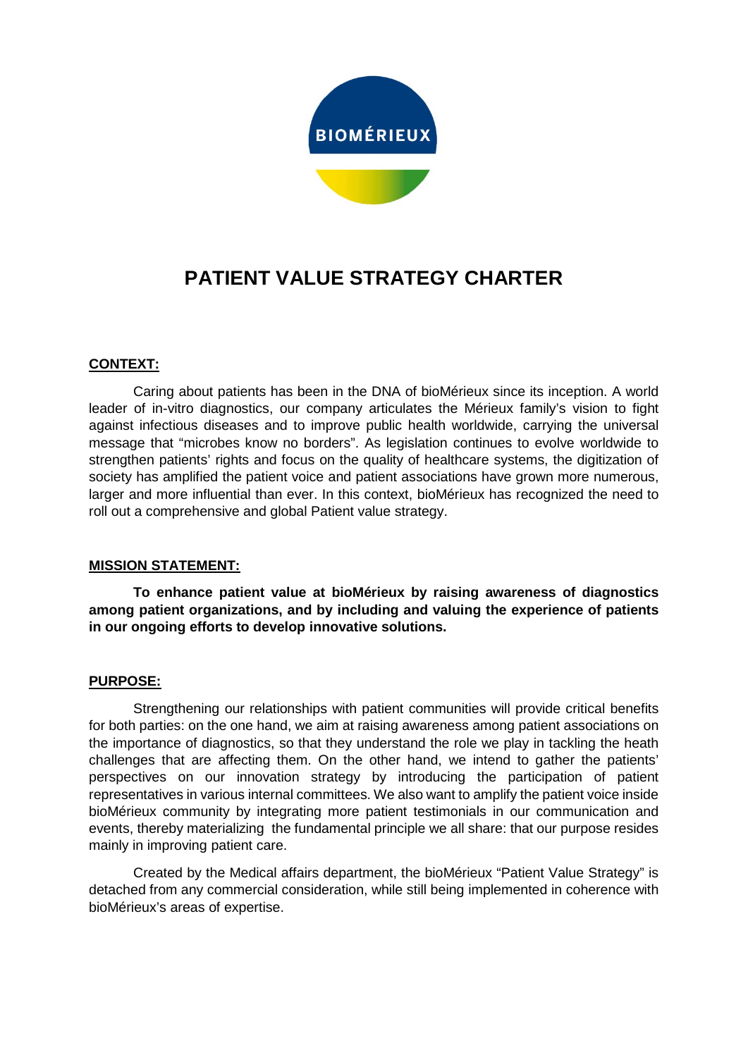BIOMÉRIEUX

# PATIENT VALUE STRATEGY CHARTER

## CONTEXT:

Caring about patients has been in the DNA of bioMérieux since its inception. A world leader of in-vitro diagnostics, our company articulates the Mérieux family's vision to fight against infectious diseases and to improve public health worldwide, carrying the universal message that "microbes know no borders". As legislation continues to evolve worldwide to strengthen patients' rights and focus on the quality of healthcare systems, the digitization of society has amplified the patient voice and patient associations have grown more numerous, larger and more influential than ever. In this context, bioMérieux has recognized the need to roll out a comprehensive and global Patient value strategy.

## MISSION STATEMENT:

**To enhance patient value at bioMérieux by raising awareness of diagnostics among patient organizations, and by including and valuing the experience of patients in our ongoing efforts to develop innovative solutions.**

## PURPOSE:

Strengthening our relationships with patient communities will provide critical benefits for both parties: on the one hand, we aim at raising awareness among patient associations on the importance of diagnostics, so that they understand the role we play in tackling the heath challenges that are affecting them. On the other hand, we intend to gather the patients' perspectives on our innovation strategy by introducing the participation of patient representatives in various internal committees. We also want to amplify the patient voice inside bioMérieux community by integrating more patient testimonials in our communication and events, thereby materializing the fundamental principle we all share: that our purpose resides mainly in improving patient care.

Created by the Medical affairs department, the bioMérieux "Patient Value Strategy" is detached from any commercial consideration, while still being implemented in coherence with bioMérieux's areas of expertise.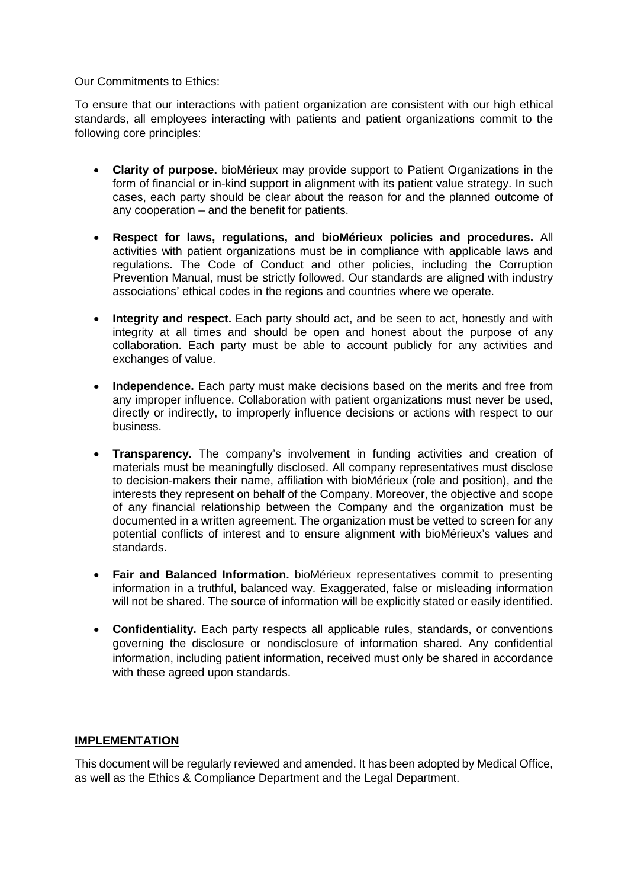Our Commitments to Ethics:

To ensure that our interactions with patient organization are consistent with our high ethical standards, all employees interacting with patients and patient organizations commit to the following core principles:

- **Clarity of purpose.** bioMérieux may provide support to Patient Organizations in the form of financial or in-kind support in alignment with its patient value strategy. In such cases, each party should be clear about the reason for and the planned outcome of any cooperation – and the benefit for patients.
- **Respect for laws, regulations, and bioMérieux policies and procedures.** All activities with patient organizations must be in compliance with applicable laws and regulations. The Code of Conduct and other policies, including the Corruption Prevention Manual, must be strictly followed. Our standards are aligned with industry associations' ethical codes in the regions and countries where we operate.
- **Integrity and respect.** Each party should act, and be seen to act, honestly and with integrity at all times and should be open and honest about the purpose of any collaboration. Each party must be able to account publicly for any activities and exchanges of value.
- **Independence.** Each party must make decisions based on the merits and free from any improper influence. Collaboration with patient organizations must never be used, directly or indirectly, to improperly influence decisions or actions with respect to our business.
- **Transparency.** The company's involvement in funding activities and creation of materials must be meaningfully disclosed. All company representatives must disclose to decision-makers their name, affiliation with bioMérieux (role and position), and the interests they represent on behalf of the Company. Moreover, the objective and scope of any financial relationship between the Company and the organization must be documented in a written agreement. The organization must be vetted to screen for any potential conflicts of interest and to ensure alignment with bioMérieux's values and standards.
- **Fair and Balanced Information.** bioMérieux representatives commit to presenting information in a truthful, balanced way. Exaggerated, false or misleading information will not be shared. The source of information will be explicitly stated or easily identified.
- **Confidentiality.** Each party respects all applicable rules, standards, or conventions governing the disclosure or nondisclosure of information shared. Any confidential information, including patient information, received must only be shared in accordance with these agreed upon standards.

## IMPLEMENTATION

This document will be regularly reviewed and amended. It has been adopted by Medical Office, as well as the Ethics & Compliance Department and the Legal Department.